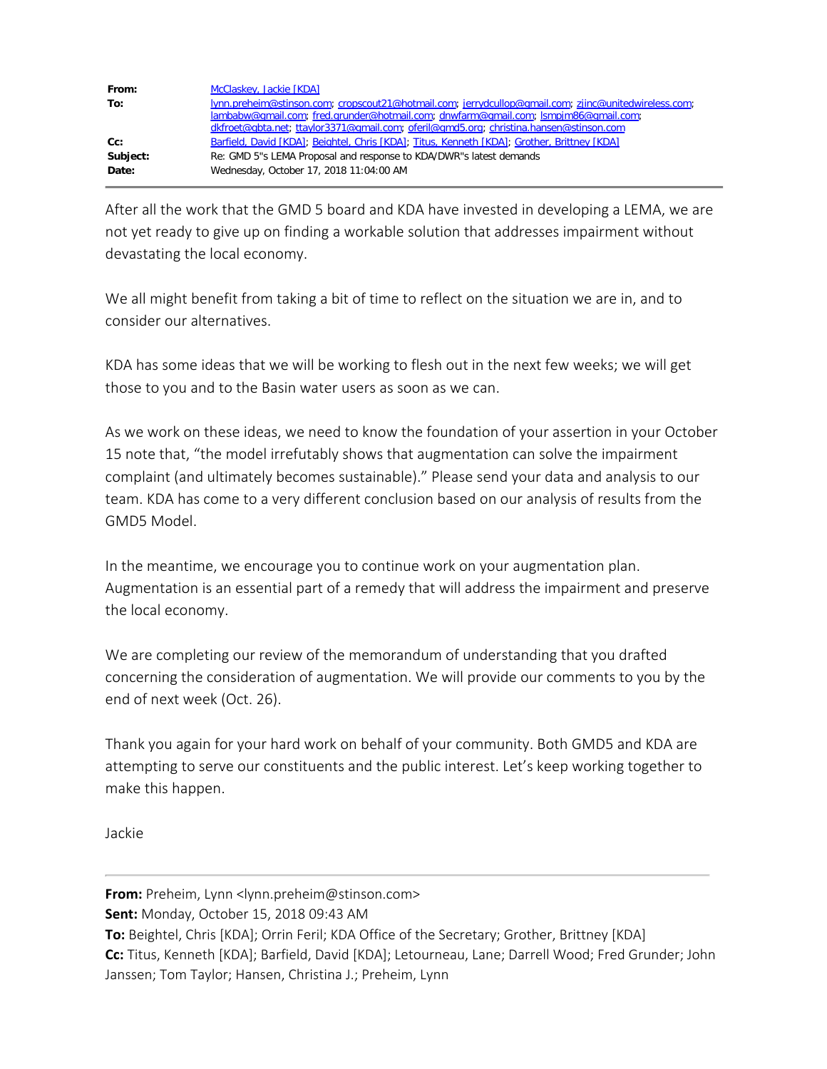| | |
|---|---|
| **From:** | McClaskey, Jackie [KDA] |
| **To:** | lynn.preheim@stinson.com; cropscout21@hotmail.com; jerrydcullop@gmail.com; zjinc@unitedwireless.com; lambabw@gmail.com; fred.grunder@hotmail.com; dnwfarm@gmail.com; lsmpjm86@gmail.com; dkfroet@gbta.net; ttaylor3371@gmail.com; oferil@gmd5.org; christina.hansen@stinson.com |
| **Cc:** | Barfield, David [KDA]; Beightel, Chris [KDA]; Titus, Kenneth [KDA]; Grother, Brittney [KDA] |
| **Subject:** | Re: GMD 5"s LEMA Proposal and response to KDA/DWR"s latest demands |
| **Date:** | Wednesday, October 17, 2018 11:04:00 AM |

After all the work that the GMD 5 board and KDA have invested in developing a LEMA, we are not yet ready to give up on finding a workable solution that addresses impairment without devastating the local economy.

We all might benefit from taking a bit of time to reflect on the situation we are in, and to consider our alternatives.

KDA has some ideas that we will be working to flesh out in the next few weeks; we will get those to you and to the Basin water users as soon as we can.

As we work on these ideas, we need to know the foundation of your assertion in your October 15 note that, "the model irrefutably shows that augmentation can solve the impairment complaint (and ultimately becomes sustainable)." Please send your data and analysis to our team. KDA has come to a very different conclusion based on our analysis of results from the GMD5 Model.

In the meantime, we encourage you to continue work on your augmentation plan. Augmentation is an essential part of a remedy that will address the impairment and preserve the local economy.

We are completing our review of the memorandum of understanding that you drafted concerning the consideration of augmentation. We will provide our comments to you by the end of next week (Oct. 26).

Thank you again for your hard work on behalf of your community. Both GMD5 and KDA are attempting to serve our constituents and the public interest. Let's keep working together to make this happen.

Jackie

---

**From:** Preheim, Lynn <lynn.preheim@stinson.com>
**Sent:** Monday, October 15, 2018 09:43 AM
**To:** Beightel, Chris [KDA]; Orrin Feril; KDA Office of the Secretary; Grother, Brittney [KDA]
**Cc:** Titus, Kenneth [KDA]; Barfield, David [KDA]; Letourneau, Lane; Darrell Wood; Fred Grunder; John Janssen; Tom Taylor; Hansen, Christina J.; Preheim, Lynn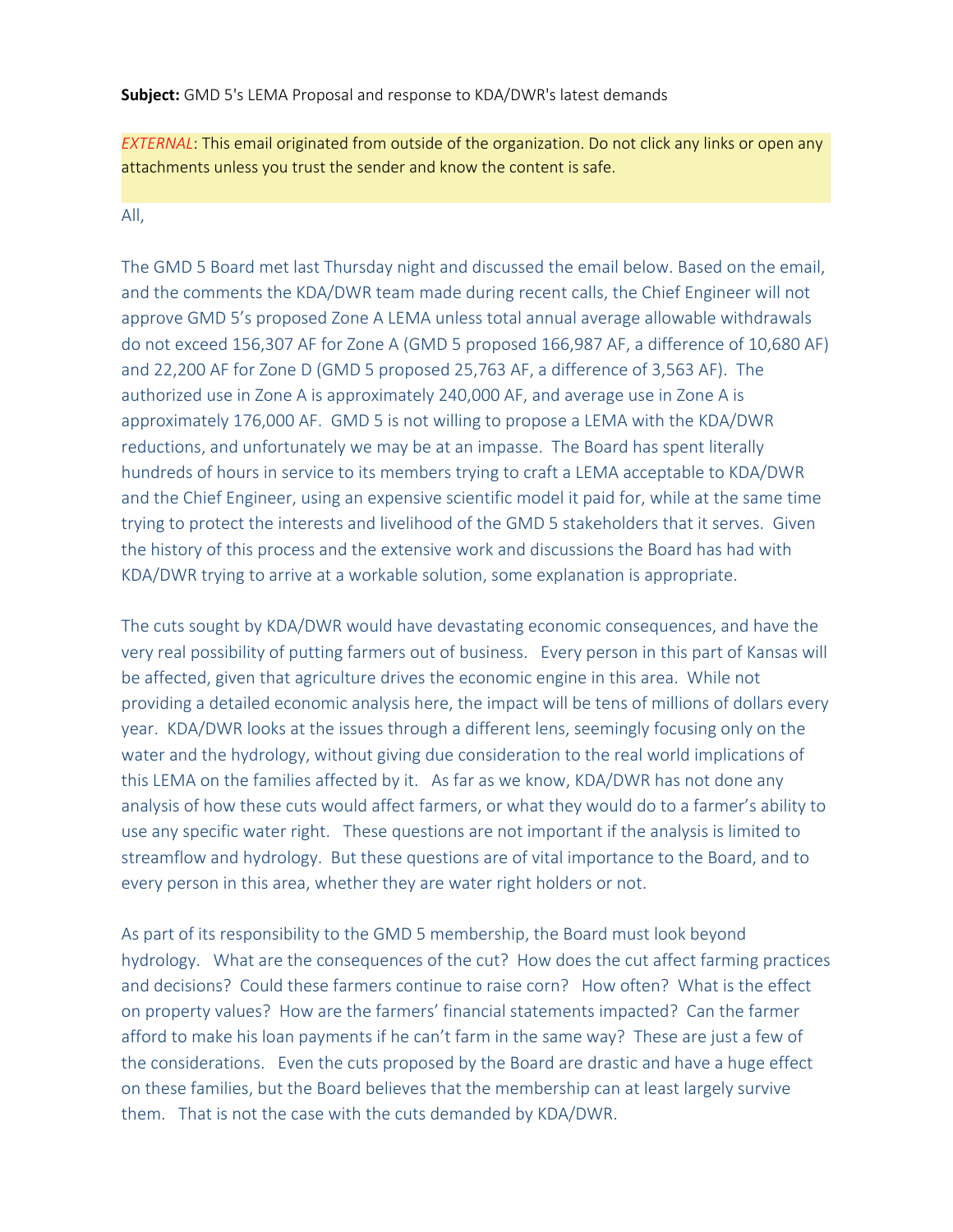**Subject:** GMD 5's LEMA Proposal and response to KDA/DWR's latest demands

*EXTERNAL*: This email originated from outside of the organization. Do not click any links or open any attachments unless you trust the sender and know the content is safe.

All,

The GMD 5 Board met last Thursday night and discussed the email below. Based on the email, and the comments the KDA/DWR team made during recent calls, the Chief Engineer will not approve GMD 5's proposed Zone A LEMA unless total annual average allowable withdrawals do not exceed 156,307 AF for Zone A (GMD 5 proposed 166,987 AF, a difference of 10,680 AF) and 22,200 AF for Zone D (GMD 5 proposed 25,763 AF, a difference of 3,563 AF). The authorized use in Zone A is approximately 240,000 AF, and average use in Zone A is approximately 176,000 AF. GMD 5 is not willing to propose a LEMA with the KDA/DWR reductions, and unfortunately we may be at an impasse. The Board has spent literally hundreds of hours in service to its members trying to craft a LEMA acceptable to KDA/DWR and the Chief Engineer, using an expensive scientific model it paid for, while at the same time trying to protect the interests and livelihood of the GMD 5 stakeholders that it serves. Given the history of this process and the extensive work and discussions the Board has had with KDA/DWR trying to arrive at a workable solution, some explanation is appropriate.

The cuts sought by KDA/DWR would have devastating economic consequences, and have the very real possibility of putting farmers out of business. Every person in this part of Kansas will be affected, given that agriculture drives the economic engine in this area. While not providing a detailed economic analysis here, the impact will be tens of millions of dollars every year. KDA/DWR looks at the issues through a different lens, seemingly focusing only on the water and the hydrology, without giving due consideration to the real world implications of this LEMA on the families affected by it. As far as we know, KDA/DWR has not done any analysis of how these cuts would affect farmers, or what they would do to a farmer's ability to use any specific water right. These questions are not important if the analysis is limited to streamflow and hydrology. But these questions are of vital importance to the Board, and to every person in this area, whether they are water right holders or not.

As part of its responsibility to the GMD 5 membership, the Board must look beyond hydrology. What are the consequences of the cut? How does the cut affect farming practices and decisions? Could these farmers continue to raise corn? How often? What is the effect on property values? How are the farmers' financial statements impacted? Can the farmer afford to make his loan payments if he can't farm in the same way? These are just a few of the considerations. Even the cuts proposed by the Board are drastic and have a huge effect on these families, but the Board believes that the membership can at least largely survive them. That is not the case with the cuts demanded by KDA/DWR.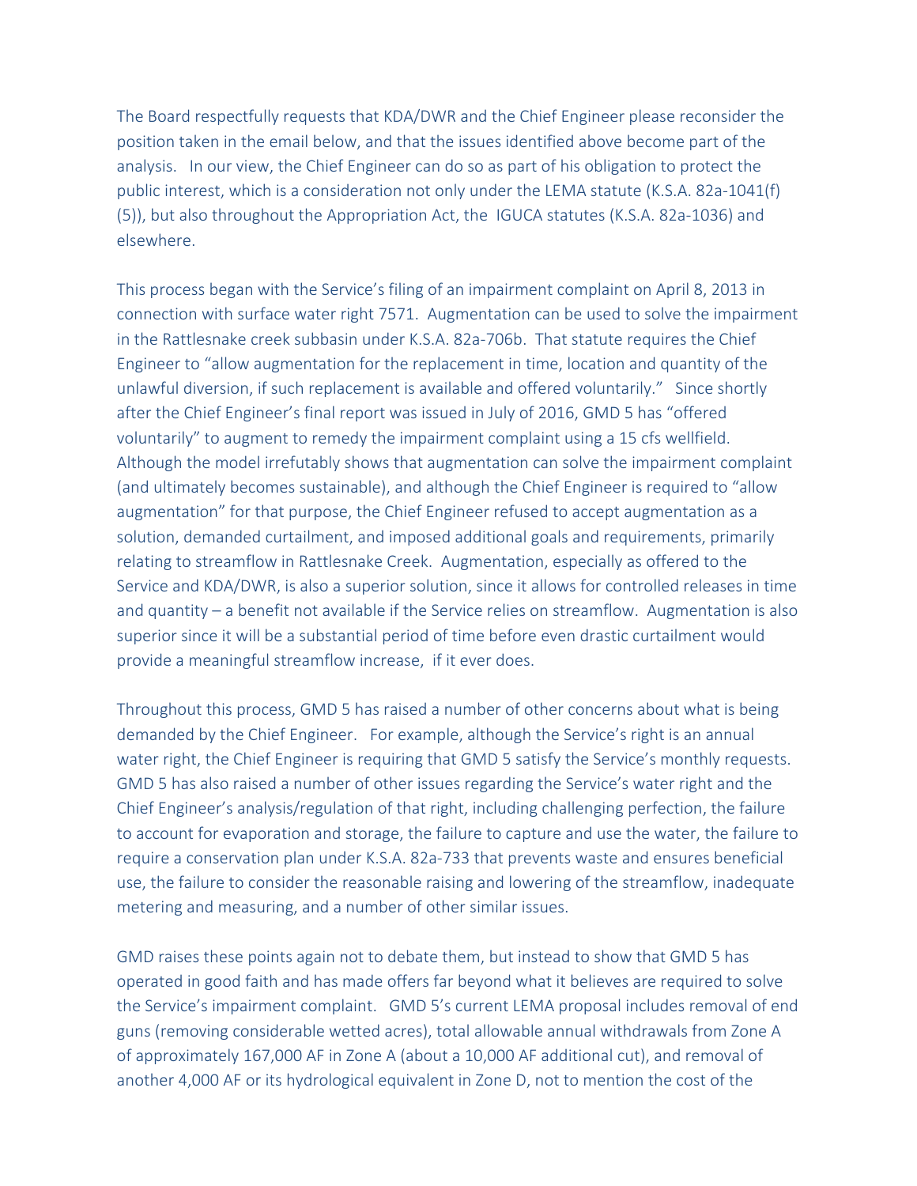The Board respectfully requests that KDA/DWR and the Chief Engineer please reconsider the position taken in the email below, and that the issues identified above become part of the analysis. In our view, the Chief Engineer can do so as part of his obligation to protect the public interest, which is a consideration not only under the LEMA statute (K.S.A. 82a-1041(f)(5)), but also throughout the Appropriation Act, the IGUCA statutes (K.S.A. 82a-1036) and elsewhere.

This process began with the Service's filing of an impairment complaint on April 8, 2013 in connection with surface water right 7571. Augmentation can be used to solve the impairment in the Rattlesnake creek subbasin under K.S.A. 82a-706b. That statute requires the Chief Engineer to "allow augmentation for the replacement in time, location and quantity of the unlawful diversion, if such replacement is available and offered voluntarily." Since shortly after the Chief Engineer's final report was issued in July of 2016, GMD 5 has "offered voluntarily" to augment to remedy the impairment complaint using a 15 cfs wellfield. Although the model irrefutably shows that augmentation can solve the impairment complaint (and ultimately becomes sustainable), and although the Chief Engineer is required to "allow augmentation" for that purpose, the Chief Engineer refused to accept augmentation as a solution, demanded curtailment, and imposed additional goals and requirements, primarily relating to streamflow in Rattlesnake Creek. Augmentation, especially as offered to the Service and KDA/DWR, is also a superior solution, since it allows for controlled releases in time and quantity – a benefit not available if the Service relies on streamflow. Augmentation is also superior since it will be a substantial period of time before even drastic curtailment would provide a meaningful streamflow increase, if it ever does.

Throughout this process, GMD 5 has raised a number of other concerns about what is being demanded by the Chief Engineer. For example, although the Service's right is an annual water right, the Chief Engineer is requiring that GMD 5 satisfy the Service's monthly requests. GMD 5 has also raised a number of other issues regarding the Service's water right and the Chief Engineer's analysis/regulation of that right, including challenging perfection, the failure to account for evaporation and storage, the failure to capture and use the water, the failure to require a conservation plan under K.S.A. 82a-733 that prevents waste and ensures beneficial use, the failure to consider the reasonable raising and lowering of the streamflow, inadequate metering and measuring, and a number of other similar issues.

GMD raises these points again not to debate them, but instead to show that GMD 5 has operated in good faith and has made offers far beyond what it believes are required to solve the Service's impairment complaint. GMD 5's current LEMA proposal includes removal of end guns (removing considerable wetted acres), total allowable annual withdrawals from Zone A of approximately 167,000 AF in Zone A (about a 10,000 AF additional cut), and removal of another 4,000 AF or its hydrological equivalent in Zone D, not to mention the cost of the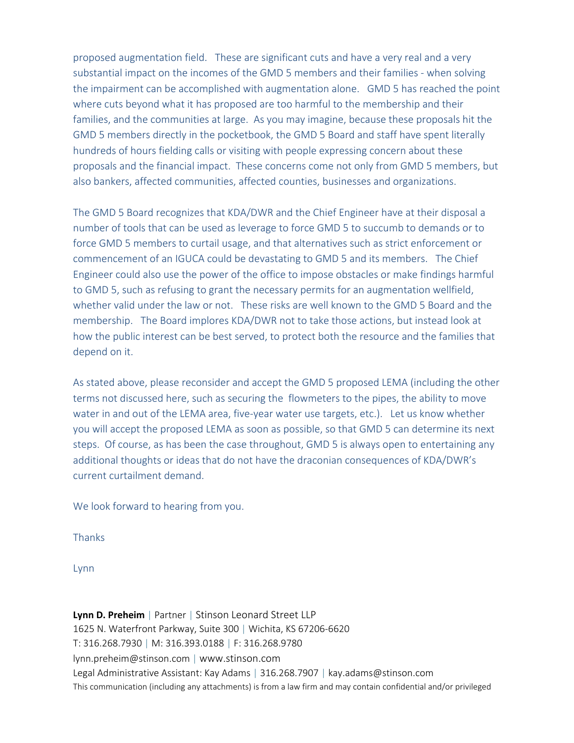proposed augmentation field. These are significant cuts and have a very real and a very substantial impact on the incomes of the GMD 5 members and their families - when solving the impairment can be accomplished with augmentation alone. GMD 5 has reached the point where cuts beyond what it has proposed are too harmful to the membership and their families, and the communities at large. As you may imagine, because these proposals hit the GMD 5 members directly in the pocketbook, the GMD 5 Board and staff have spent literally hundreds of hours fielding calls or visiting with people expressing concern about these proposals and the financial impact. These concerns come not only from GMD 5 members, but also bankers, affected communities, affected counties, businesses and organizations.

The GMD 5 Board recognizes that KDA/DWR and the Chief Engineer have at their disposal a number of tools that can be used as leverage to force GMD 5 to succumb to demands or to force GMD 5 members to curtail usage, and that alternatives such as strict enforcement or commencement of an IGUCA could be devastating to GMD 5 and its members. The Chief Engineer could also use the power of the office to impose obstacles or make findings harmful to GMD 5, such as refusing to grant the necessary permits for an augmentation wellfield, whether valid under the law or not. These risks are well known to the GMD 5 Board and the membership. The Board implores KDA/DWR not to take those actions, but instead look at how the public interest can be best served, to protect both the resource and the families that depend on it.

As stated above, please reconsider and accept the GMD 5 proposed LEMA (including the other terms not discussed here, such as securing the flowmeters to the pipes, the ability to move water in and out of the LEMA area, five-year water use targets, etc.). Let us know whether you will accept the proposed LEMA as soon as possible, so that GMD 5 can determine its next steps. Of course, as has been the case throughout, GMD 5 is always open to entertaining any additional thoughts or ideas that do not have the draconian consequences of KDA/DWR's current curtailment demand.

We look forward to hearing from you.

Thanks

Lynn

**Lynn D. Preheim** | Partner | Stinson Leonard Street LLP
1625 N. Waterfront Parkway, Suite 300 | Wichita, KS 67206-6620
T: 316.268.7930 | M: 316.393.0188 | F: 316.268.9780
lynn.preheim@stinson.com | www.stinson.com
Legal Administrative Assistant: Kay Adams | 316.268.7907 | kay.adams@stinson.com
This communication (including any attachments) is from a law firm and may contain confidential and/or privileged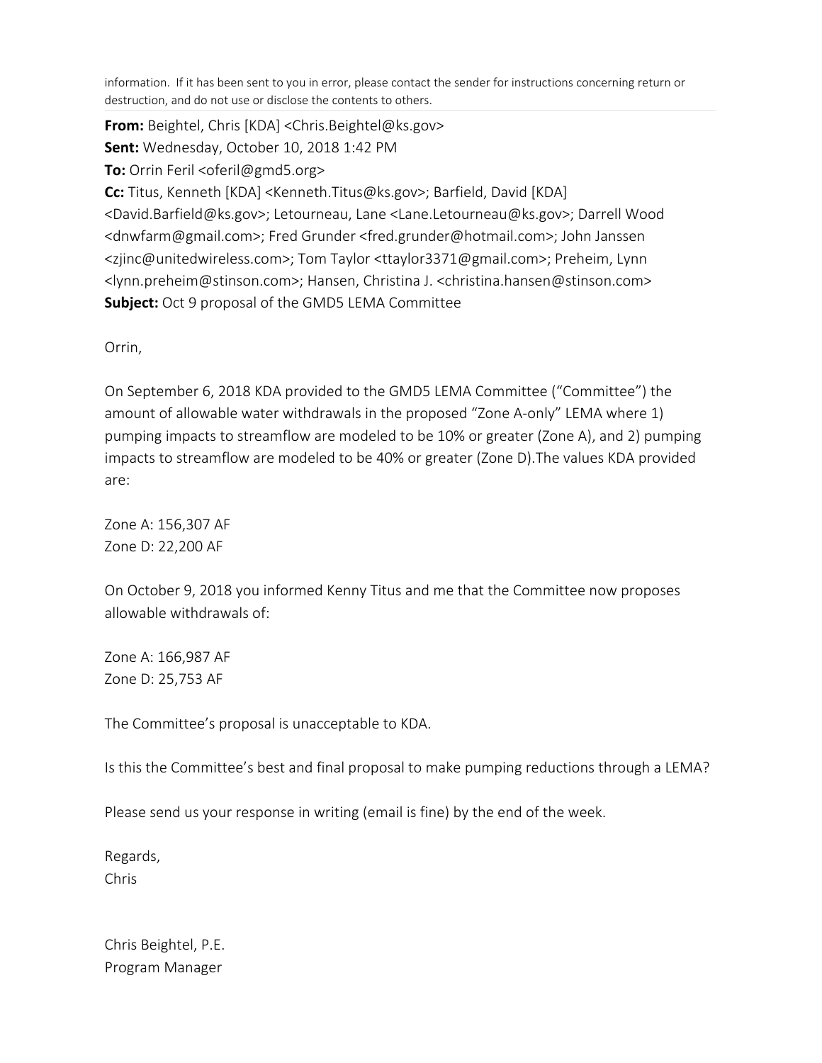information. If it has been sent to you in error, please contact the sender for instructions concerning return or destruction, and do not use or disclose the contents to others.

---

**From:** Beightel, Chris [KDA] <Chris.Beightel@ks.gov>
**Sent:** Wednesday, October 10, 2018 1:42 PM
**To:** Orrin Feril <oferil@gmd5.org>
**Cc:** Titus, Kenneth [KDA] <Kenneth.Titus@ks.gov>; Barfield, David [KDA] <David.Barfield@ks.gov>; Letourneau, Lane <Lane.Letourneau@ks.gov>; Darrell Wood <dnwfarm@gmail.com>; Fred Grunder <fred.grunder@hotmail.com>; John Janssen <zjinc@unitedwireless.com>; Tom Taylor <ttaylor3371@gmail.com>; Preheim, Lynn <lynn.preheim@stinson.com>; Hansen, Christina J. <christina.hansen@stinson.com>
**Subject:** Oct 9 proposal of the GMD5 LEMA Committee

Orrin,

On September 6, 2018 KDA provided to the GMD5 LEMA Committee ("Committee") the amount of allowable water withdrawals in the proposed "Zone A-only" LEMA where 1) pumping impacts to streamflow are modeled to be 10% or greater (Zone A), and 2) pumping impacts to streamflow are modeled to be 40% or greater (Zone D).The values KDA provided are:

Zone A: 156,307 AF
Zone D: 22,200 AF

On October 9, 2018 you informed Kenny Titus and me that the Committee now proposes allowable withdrawals of:

Zone A: 166,987 AF
Zone D: 25,753 AF

The Committee's proposal is unacceptable to KDA.

Is this the Committee's best and final proposal to make pumping reductions through a LEMA?

Please send us your response in writing (email is fine) by the end of the week.

Regards,
Chris

Chris Beightel, P.E.
Program Manager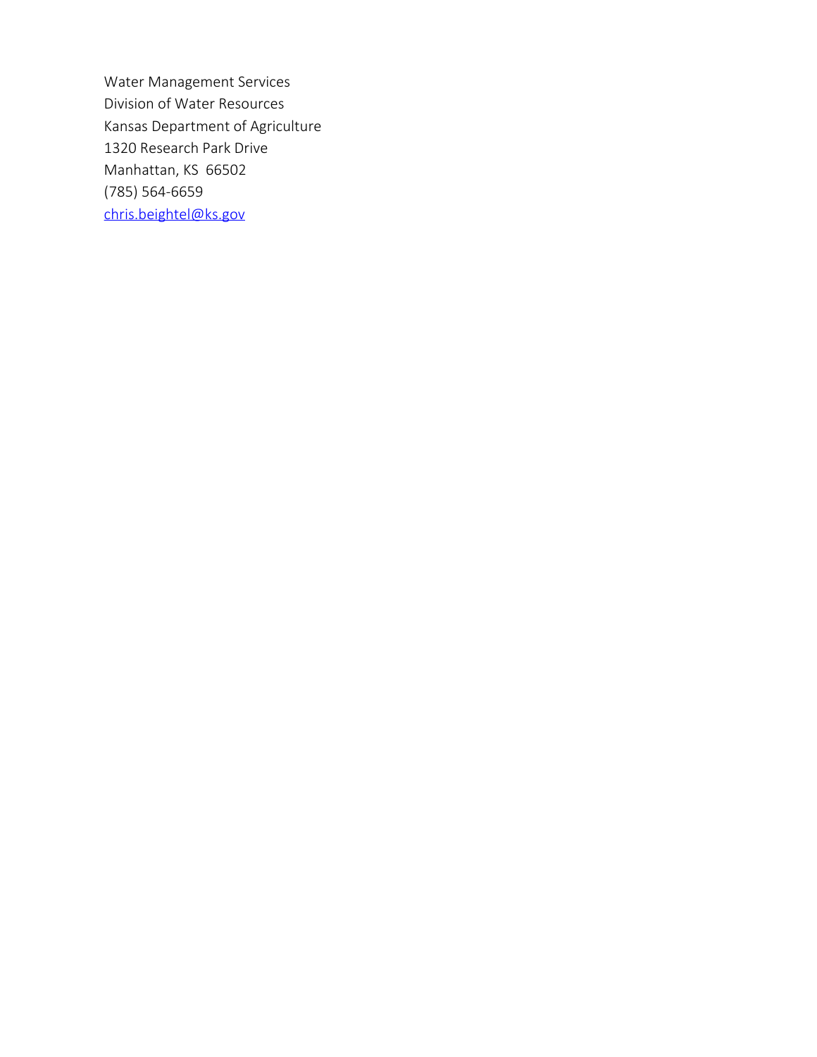Water Management Services  
Division of Water Resources  
Kansas Department of Agriculture  
1320 Research Park Drive  
Manhattan, KS 66502  
(785) 564-6659  
chris.beightel@ks.gov